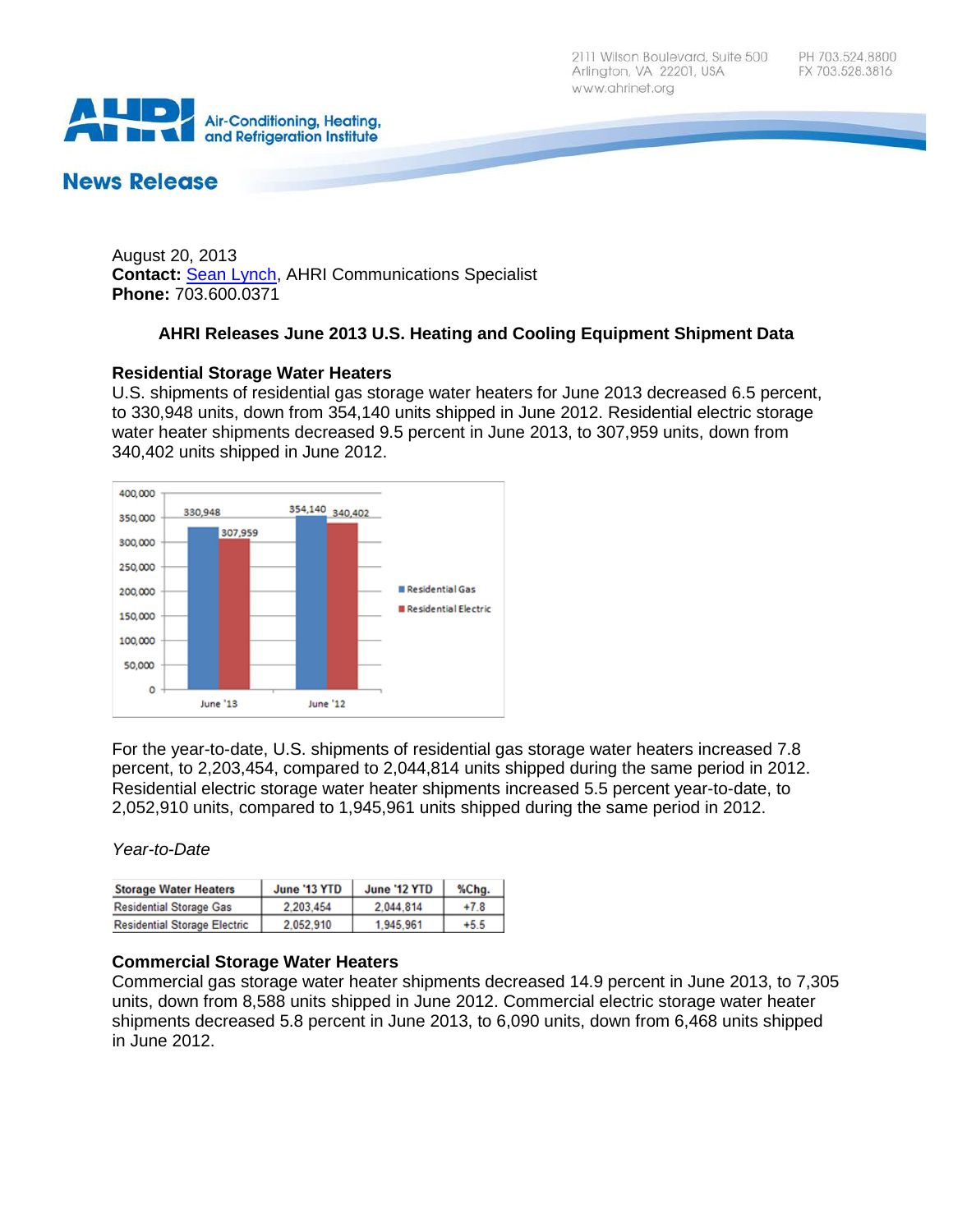2111 Wilson Boulevard, Suite 500
Arlington, VA 22201, USA
www.ahrinet.org

PH 703.524.8800
FX 703.528.3816

AHRI Air-Conditioning, Heating, and Refrigeration Institute

## News Release

August 20, 2013
**Contact:** Sean Lynch, AHRI Communications Specialist
**Phone:** 703.600.0371

### AHRI Releases June 2013 U.S. Heating and Cooling Equipment Shipment Data

**Residential Storage Water Heaters**
U.S. shipments of residential gas storage water heaters for June 2013 decreased 6.5 percent, to 330,948 units, down from 354,140 units shipped in June 2012. Residential electric storage water heater shipments decreased 9.5 percent in June 2013, to 307,959 units, down from 340,402 units shipped in June 2012.

| | Residential Gas | Residential Electric |
|---|---|---|
| June '13 | 330,948 | 307,959 |
| June '12 | 354,140 | 340,402 |

For the year-to-date, U.S. shipments of residential gas storage water heaters increased 7.8 percent, to 2,203,454, compared to 2,044,814 units shipped during the same period in 2012. Residential electric storage water heater shipments increased 5.5 percent year-to-date, to 2,052,910 units, compared to 1,945,961 units shipped during the same period in 2012.

*Year-to-Date*

| Storage Water Heaters | June '13 YTD | June '12 YTD | %Chg. |
|---|---|---|---|
| Residential Storage Gas | 2,203,454 | 2,044,814 | +7.8 |
| Residential Storage Electric | 2,052,910 | 1,945,961 | +5.5 |

**Commercial Storage Water Heaters**
Commercial gas storage water heater shipments decreased 14.9 percent in June 2013, to 7,305 units, down from 8,588 units shipped in June 2012. Commercial electric storage water heater shipments decreased 5.8 percent in June 2013, to 6,090 units, down from 6,468 units shipped in June 2012.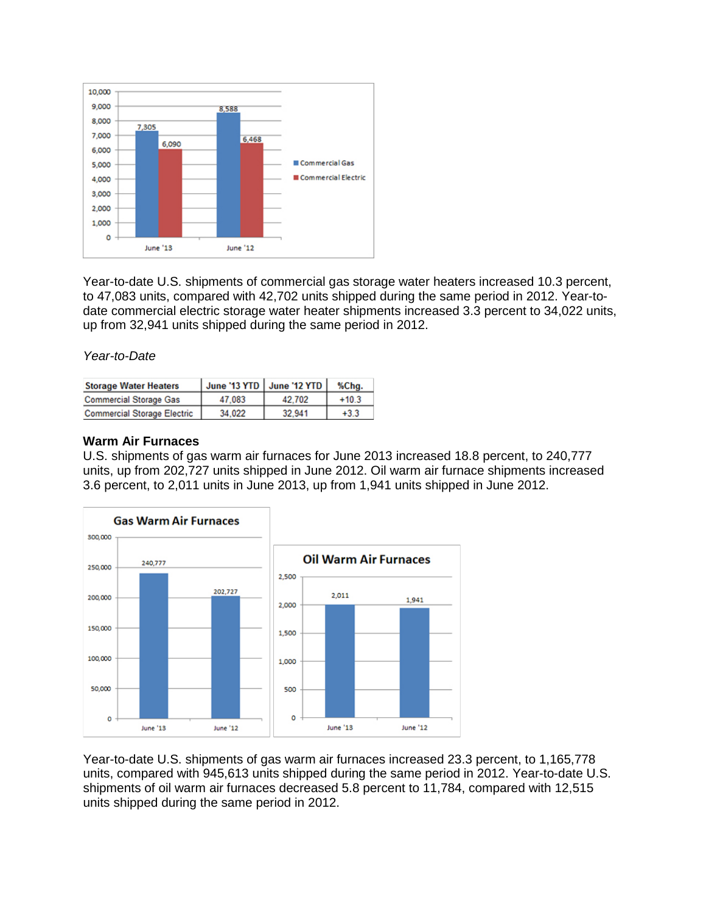Year-to-date U.S. shipments of commercial gas storage water heaters increased 10.3 percent, to 47,083 units, compared with 42,702 units shipped during the same period in 2012. Year-to-date commercial electric storage water heater shipments increased 3.3 percent to 34,022 units, up from 32,941 units shipped during the same period in 2012.

*Year-to-Date*

| Storage Water Heaters | June '13 YTD | June '12 YTD | %Chg. |
|---|---|---|---|
| Commercial Storage Gas | 47,083 | 42,702 | +10.3 |
| Commercial Storage Electric | 34,022 | 32,941 | +3.3 |

**Warm Air Furnaces**

U.S. shipments of gas warm air furnaces for June 2013 increased 18.8 percent, to 240,777 units, up from 202,727 units shipped in June 2012. Oil warm air furnace shipments increased 3.6 percent, to 2,011 units in June 2013, up from 1,941 units shipped in June 2012.

Year-to-date U.S. shipments of gas warm air furnaces increased 23.3 percent, to 1,165,778 units, compared with 945,613 units shipped during the same period in 2012. Year-to-date U.S. shipments of oil warm air furnaces decreased 5.8 percent to 11,784, compared with 12,515 units shipped during the same period in 2012.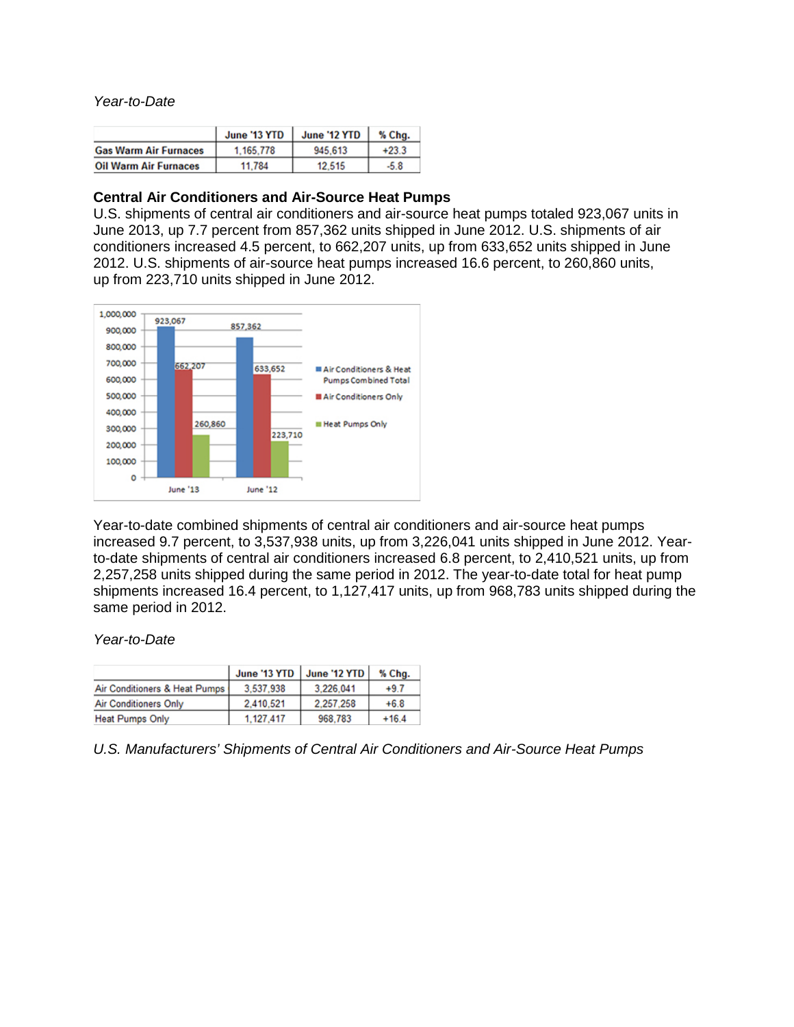*Year-to-Date*

| | June '13 YTD | June '12 YTD | % Chg. |
|---|---|---|---|
| **Gas Warm Air Furnaces** | 1,165,778 | 945,613 | +23.3 |
| **Oil Warm Air Furnaces** | 11,784 | 12,515 | -5.8 |

**Central Air Conditioners and Air-Source Heat Pumps**

U.S. shipments of central air conditioners and air-source heat pumps totaled 923,067 units in June 2013, up 7.7 percent from 857,362 units shipped in June 2012. U.S. shipments of air conditioners increased 4.5 percent, to 662,207 units, up from 633,652 units shipped in June 2012. U.S. shipments of air-source heat pumps increased 16.6 percent, to 260,860 units, up from 223,710 units shipped in June 2012.

Year-to-date combined shipments of central air conditioners and air-source heat pumps increased 9.7 percent, to 3,537,938 units, up from 3,226,041 units shipped in June 2012. Year-to-date shipments of central air conditioners increased 6.8 percent, to 2,410,521 units, up from 2,257,258 units shipped during the same period in 2012. The year-to-date total for heat pump shipments increased 16.4 percent, to 1,127,417 units, up from 968,783 units shipped during the same period in 2012.

*Year-to-Date*

| | June '13 YTD | June '12 YTD | % Chg. |
|---|---|---|---|
| Air Conditioners & Heat Pumps | 3,537,938 | 3,226,041 | +9.7 |
| Air Conditioners Only | 2,410,521 | 2,257,258 | +6.8 |
| Heat Pumps Only | 1,127,417 | 968,783 | +16.4 |

*U.S. Manufacturers' Shipments of Central Air Conditioners and Air-Source Heat Pumps*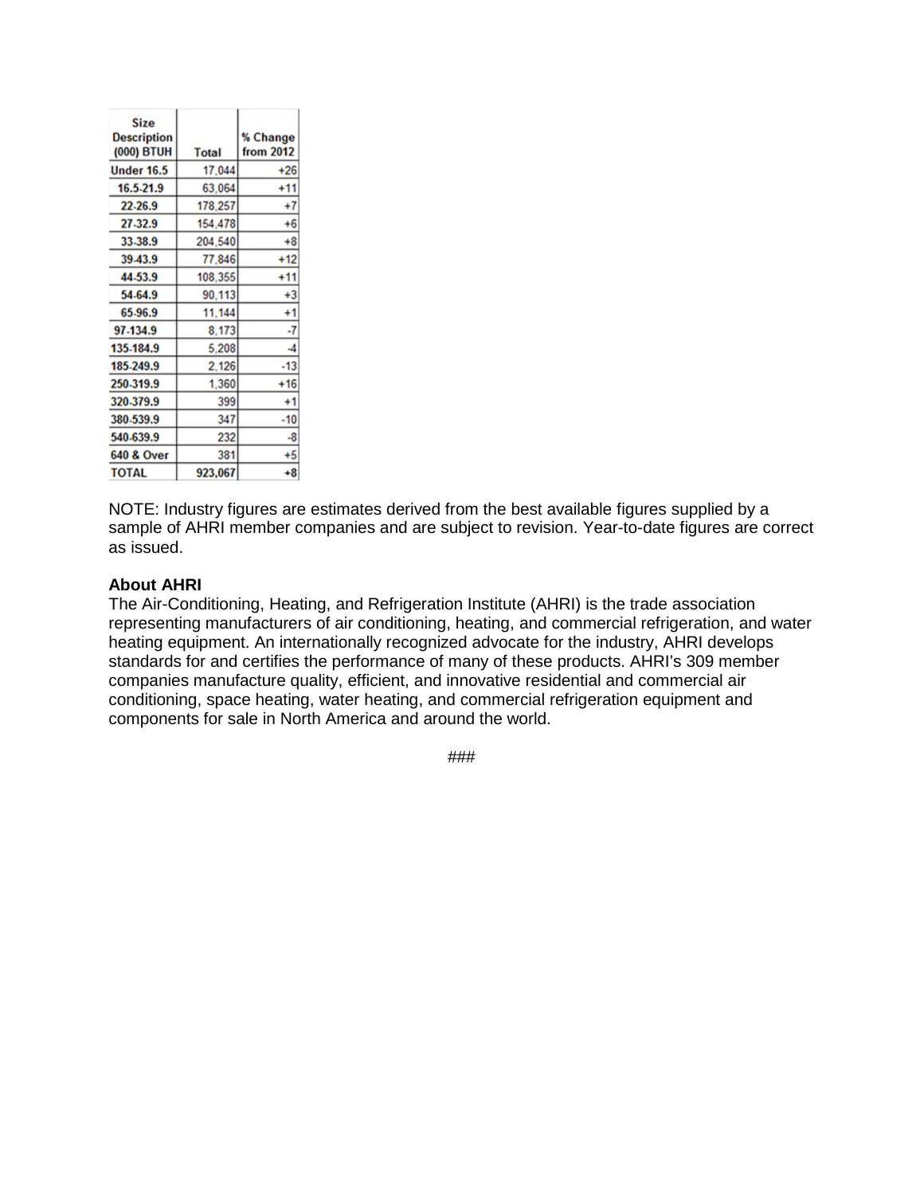| Size Description (000) BTUH | Total | % Change from 2012 |
|---|---|---|
| Under 16.5 | 17,044 | +26 |
| 16.5-21.9 | 63,064 | +11 |
| 22-26.9 | 178,257 | +7 |
| 27-32.9 | 154,478 | +6 |
| 33-38.9 | 204,540 | +8 |
| 39-43.9 | 77,846 | +12 |
| 44-53.9 | 108,355 | +11 |
| 54-64.9 | 90,113 | +3 |
| 65-96.9 | 11,144 | +1 |
| 97-134.9 | 8,173 | -7 |
| 135-184.9 | 5,208 | -4 |
| 185-249.9 | 2,126 | -13 |
| 250-319.9 | 1,360 | +16 |
| 320-379.9 | 399 | +1 |
| 380-539.9 | 347 | -10 |
| 540-639.9 | 232 | -8 |
| 640 & Over | 381 | +5 |
| TOTAL | 923,067 | +8 |

NOTE: Industry figures are estimates derived from the best available figures supplied by a sample of AHRI member companies and are subject to revision. Year-to-date figures are correct as issued.

**About AHRI**

The Air-Conditioning, Heating, and Refrigeration Institute (AHRI) is the trade association representing manufacturers of air conditioning, heating, and commercial refrigeration, and water heating equipment. An internationally recognized advocate for the industry, AHRI develops standards for and certifies the performance of many of these products. AHRI's 309 member companies manufacture quality, efficient, and innovative residential and commercial air conditioning, space heating, water heating, and commercial refrigeration equipment and components for sale in North America and around the world.

###